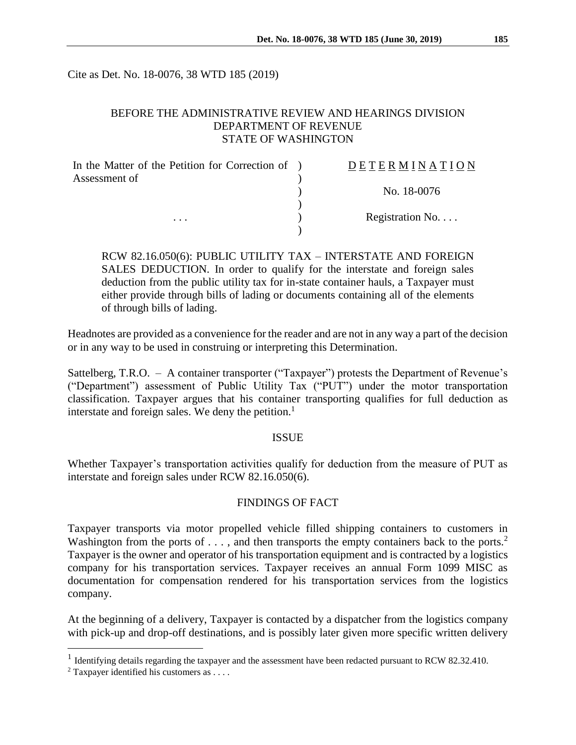Cite as Det. No. 18-0076, 38 WTD 185 (2019)

BEFORE THE ADMINISTRATIVE REVIEW AND HEARINGS DIVISION
DEPARTMENT OF REVENUE
STATE OF WASHINGTON

| In the Matter of the Petition for Correction of Assessment of | ) | D E T E R M I N A T I O N |
|---|---|---|
| | ) | No. 18-0076 |
| . . . | ) | Registration No. . . . |

> RCW 82.16.050(6): PUBLIC UTILITY TAX – INTERSTATE AND FOREIGN SALES DEDUCTION. In order to qualify for the interstate and foreign sales deduction from the public utility tax for in-state container hauls, a Taxpayer must either provide through bills of lading or documents containing all of the elements of through bills of lading.

Headnotes are provided as a convenience for the reader and are not in any way a part of the decision or in any way to be used in construing or interpreting this Determination.

Sattelberg, T.R.O. – A container transporter ("Taxpayer") protests the Department of Revenue's ("Department") assessment of Public Utility Tax ("PUT") under the motor transportation classification. Taxpayer argues that his container transporting qualifies for full deduction as interstate and foreign sales. We deny the petition.[1]

## ISSUE

Whether Taxpayer's transportation activities qualify for deduction from the measure of PUT as interstate and foreign sales under RCW 82.16.050(6).

## FINDINGS OF FACT

Taxpayer transports via motor propelled vehicle filled shipping containers to customers in Washington from the ports of . . . , and then transports the empty containers back to the ports.[2] Taxpayer is the owner and operator of his transportation equipment and is contracted by a logistics company for his transportation services. Taxpayer receives an annual Form 1099 MISC as documentation for compensation rendered for his transportation services from the logistics company.

At the beginning of a delivery, Taxpayer is contacted by a dispatcher from the logistics company with pick-up and drop-off destinations, and is possibly later given more specific written delivery

---

[1] Identifying details regarding the taxpayer and the assessment have been redacted pursuant to RCW 82.32.410.

[2] Taxpayer identified his customers as . . . .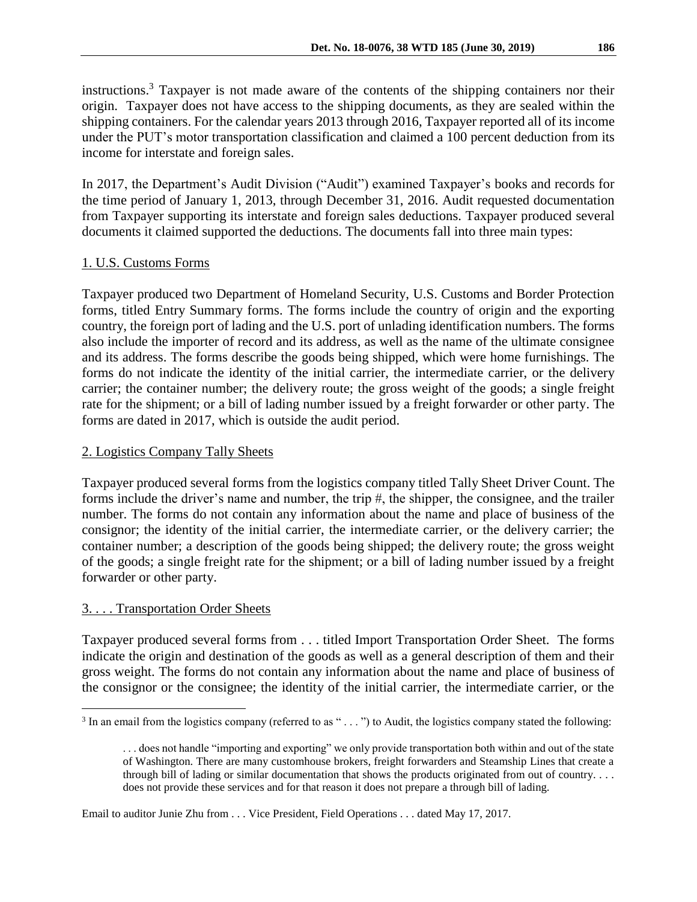instructions.[3] Taxpayer is not made aware of the contents of the shipping containers nor their origin. Taxpayer does not have access to the shipping documents, as they are sealed within the shipping containers. For the calendar years 2013 through 2016, Taxpayer reported all of its income under the PUT's motor transportation classification and claimed a 100 percent deduction from its income for interstate and foreign sales.

In 2017, the Department's Audit Division ("Audit") examined Taxpayer's books and records for the time period of January 1, 2013, through December 31, 2016. Audit requested documentation from Taxpayer supporting its interstate and foreign sales deductions. Taxpayer produced several documents it claimed supported the deductions. The documents fall into three main types:

1. U.S. Customs Forms

Taxpayer produced two Department of Homeland Security, U.S. Customs and Border Protection forms, titled Entry Summary forms. The forms include the country of origin and the exporting country, the foreign port of lading and the U.S. port of unlading identification numbers. The forms also include the importer of record and its address, as well as the name of the ultimate consignee and its address. The forms describe the goods being shipped, which were home furnishings. The forms do not indicate the identity of the initial carrier, the intermediate carrier, or the delivery carrier; the container number; the delivery route; the gross weight of the goods; a single freight rate for the shipment; or a bill of lading number issued by a freight forwarder or other party. The forms are dated in 2017, which is outside the audit period.

2. Logistics Company Tally Sheets

Taxpayer produced several forms from the logistics company titled Tally Sheet Driver Count. The forms include the driver's name and number, the trip #, the shipper, the consignee, and the trailer number. The forms do not contain any information about the name and place of business of the consignor; the identity of the initial carrier, the intermediate carrier, or the delivery carrier; the container number; a description of the goods being shipped; the delivery route; the gross weight of the goods; a single freight rate for the shipment; or a bill of lading number issued by a freight forwarder or other party.

3. . . . Transportation Order Sheets

Taxpayer produced several forms from . . . titled Import Transportation Order Sheet. The forms indicate the origin and destination of the goods as well as a general description of them and their gross weight. The forms do not contain any information about the name and place of business of the consignor or the consignee; the identity of the initial carrier, the intermediate carrier, or the

---

[3] In an email from the logistics company (referred to as " . . . ") to Audit, the logistics company stated the following:

> . . . does not handle "importing and exporting" we only provide transportation both within and out of the state of Washington. There are many customhouse brokers, freight forwarders and Steamship Lines that create a through bill of lading or similar documentation that shows the products originated from out of country. . . . does not provide these services and for that reason it does not prepare a through bill of lading.

Email to auditor Junie Zhu from . . . Vice President, Field Operations . . . dated May 17, 2017.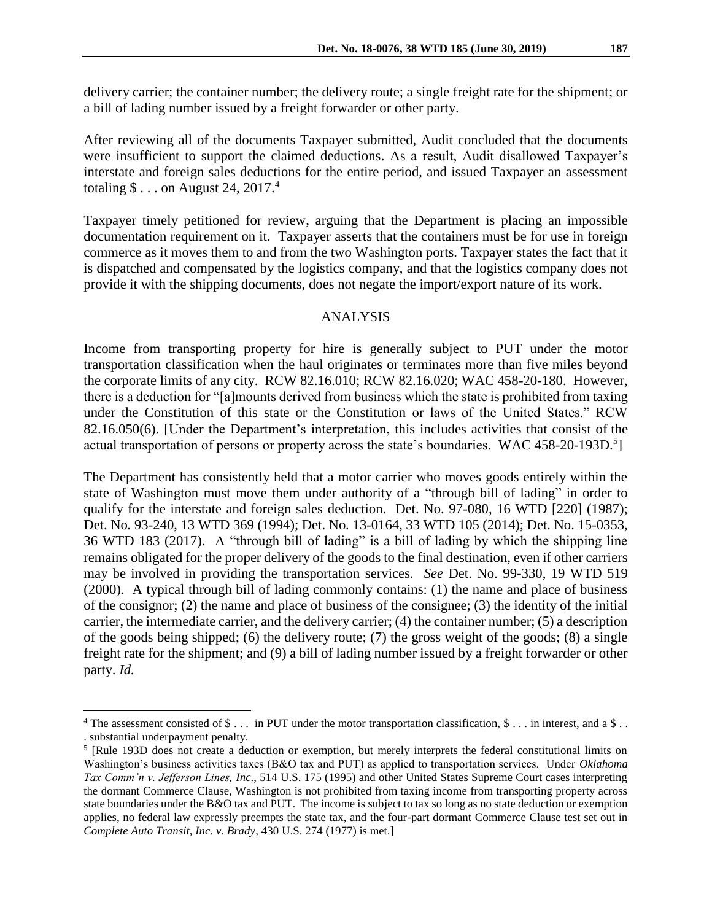delivery carrier; the container number; the delivery route; a single freight rate for the shipment; or a bill of lading number issued by a freight forwarder or other party.

After reviewing all of the documents Taxpayer submitted, Audit concluded that the documents were insufficient to support the claimed deductions. As a result, Audit disallowed Taxpayer's interstate and foreign sales deductions for the entire period, and issued Taxpayer an assessment totaling $ . . . on August 24, 2017.[4]

Taxpayer timely petitioned for review, arguing that the Department is placing an impossible documentation requirement on it. Taxpayer asserts that the containers must be for use in foreign commerce as it moves them to and from the two Washington ports. Taxpayer states the fact that it is dispatched and compensated by the logistics company, and that the logistics company does not provide it with the shipping documents, does not negate the import/export nature of its work.

## ANALYSIS

Income from transporting property for hire is generally subject to PUT under the motor transportation classification when the haul originates or terminates more than five miles beyond the corporate limits of any city. RCW 82.16.010; RCW 82.16.020; WAC 458-20-180. However, there is a deduction for "[a]mounts derived from business which the state is prohibited from taxing under the Constitution of this state or the Constitution or laws of the United States." RCW 82.16.050(6). [Under the Department's interpretation, this includes activities that consist of the actual transportation of persons or property across the state's boundaries. WAC 458-20-193D.[5]]

The Department has consistently held that a motor carrier who moves goods entirely within the state of Washington must move them under authority of a "through bill of lading" in order to qualify for the interstate and foreign sales deduction. Det. No. 97-080, 16 WTD [220] (1987); Det. No. 93-240, 13 WTD 369 (1994); Det. No. 13-0164, 33 WTD 105 (2014); Det. No. 15-0353, 36 WTD 183 (2017). A "through bill of lading" is a bill of lading by which the shipping line remains obligated for the proper delivery of the goods to the final destination, even if other carriers may be involved in providing the transportation services. *See* Det. No. 99-330, 19 WTD 519 (2000). A typical through bill of lading commonly contains: (1) the name and place of business of the consignor; (2) the name and place of business of the consignee; (3) the identity of the initial carrier, the intermediate carrier, and the delivery carrier; (4) the container number; (5) a description of the goods being shipped; (6) the delivery route; (7) the gross weight of the goods; (8) a single freight rate for the shipment; and (9) a bill of lading number issued by a freight forwarder or other party. *Id.*

---

[4] The assessment consisted of $ . . . in PUT under the motor transportation classification, $ . . . in interest, and a $ . . . substantial underpayment penalty.

[5] [Rule 193D does not create a deduction or exemption, but merely interprets the federal constitutional limits on Washington's business activities taxes (B&O tax and PUT) as applied to transportation services. Under *Oklahoma Tax Comm'n v. Jefferson Lines, Inc*., 514 U.S. 175 (1995) and other United States Supreme Court cases interpreting the dormant Commerce Clause, Washington is not prohibited from taxing income from transporting property across state boundaries under the B&O tax and PUT. The income is subject to tax so long as no state deduction or exemption applies, no federal law expressly preempts the state tax, and the four-part dormant Commerce Clause test set out in *Complete Auto Transit, Inc. v. Brady*, 430 U.S. 274 (1977) is met.]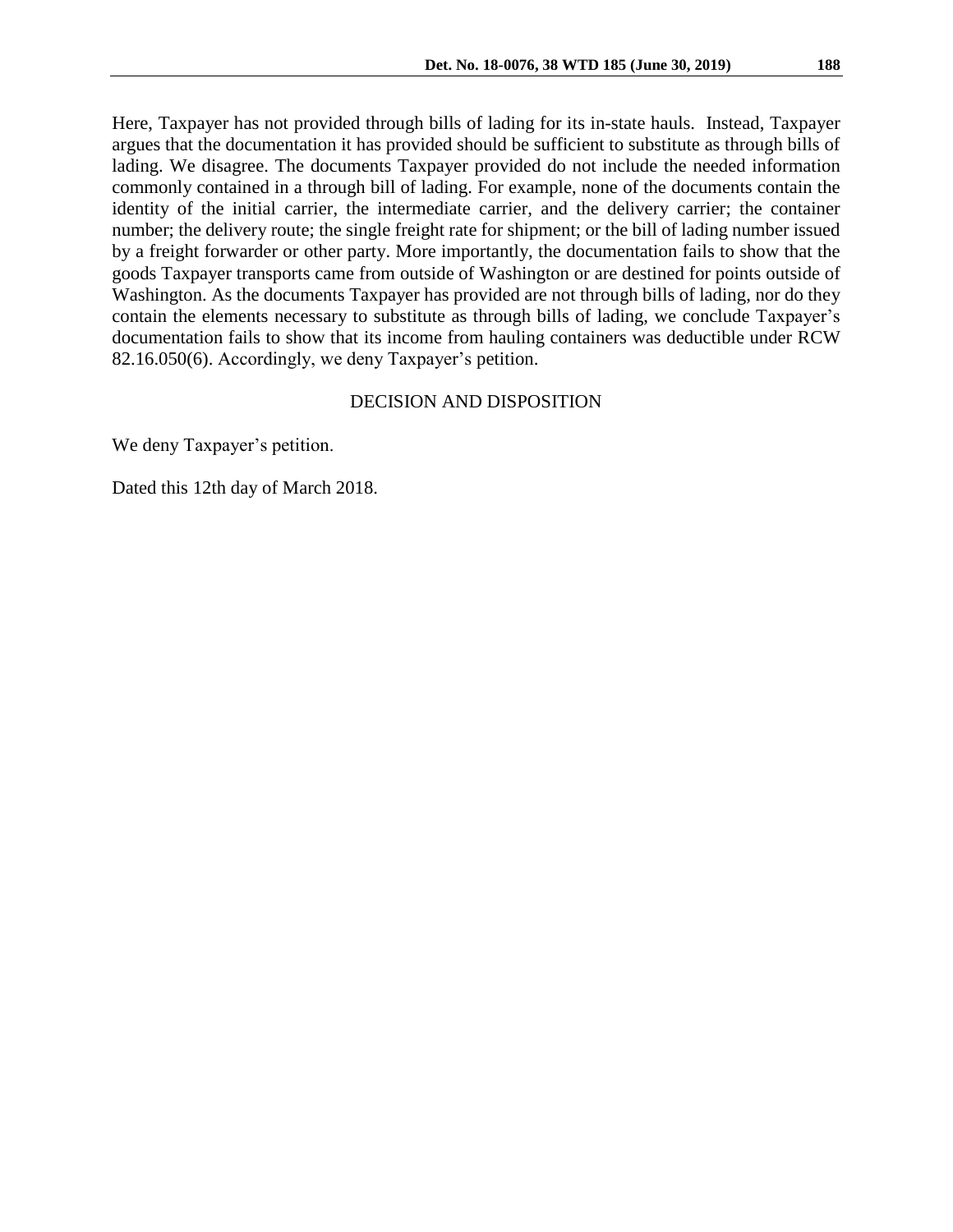Here, Taxpayer has not provided through bills of lading for its in-state hauls. Instead, Taxpayer argues that the documentation it has provided should be sufficient to substitute as through bills of lading. We disagree. The documents Taxpayer provided do not include the needed information commonly contained in a through bill of lading. For example, none of the documents contain the identity of the initial carrier, the intermediate carrier, and the delivery carrier; the container number; the delivery route; the single freight rate for shipment; or the bill of lading number issued by a freight forwarder or other party. More importantly, the documentation fails to show that the goods Taxpayer transports came from outside of Washington or are destined for points outside of Washington. As the documents Taxpayer has provided are not through bills of lading, nor do they contain the elements necessary to substitute as through bills of lading, we conclude Taxpayer's documentation fails to show that its income from hauling containers was deductible under RCW 82.16.050(6). Accordingly, we deny Taxpayer's petition.

## DECISION AND DISPOSITION

We deny Taxpayer's petition.

Dated this 12th day of March 2018.